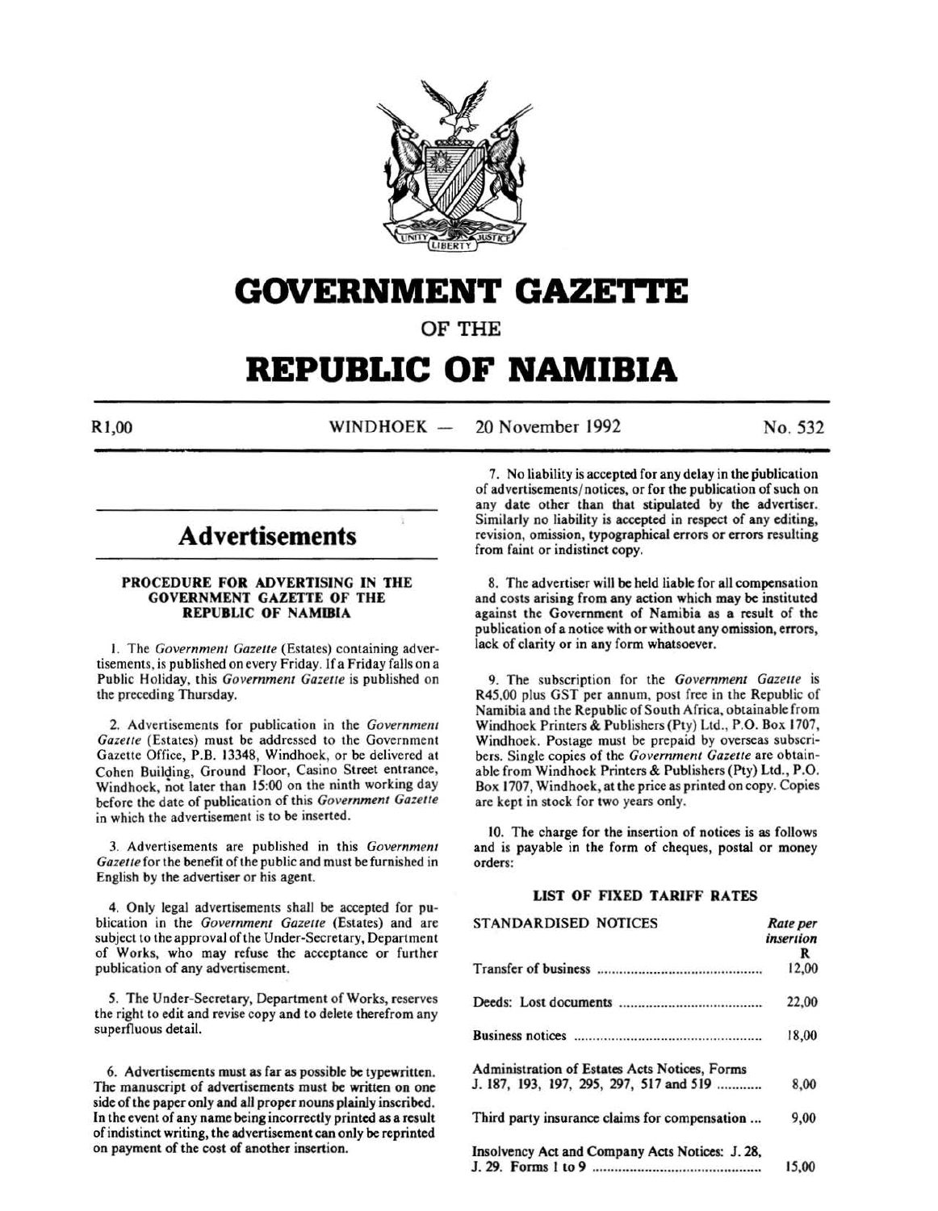# GOVERNMENT GAZETTE

## OF THE

# REPUBLIC OF NAMIBIA

R1,00 WINDHOEK — 20 November 1992 No. 532

## Advertisements

### PROCEDURE FOR ADVERTISING IN THE GOVERNMENT GAZETTE OF THE REPUBLIC OF NAMIBIA

1. The *Government Gazette* (Estates) containing advertisements, is published on every Friday. If a Friday falls on a Public Holiday, this *Government Gazette* is published on the preceding Thursday.

2. Advertisements for publication in the *Government Gazette* (Estates) must be addressed to the Government Gazette Office, P.B. 13348, Windhoek, or be delivered at Cohen Building, Ground Floor, Casino Street entrance, Windhoek, not later than 15:00 on the ninth working day before the date of publication of this *Government Gazette* in which the advertisement is to be inserted.

3. Advertisements are published in this *Government Gazette* for the benefit of the public and must be furnished in English by the advertiser or his agent.

4. Only legal advertisements shall be accepted for publication in the *Government Gazette* (Estates) and are subject to the approval of the Under-Secretary, Department of Works, who may refuse the acceptance or further publication of any advertisement.

5. The Under-Secretary, Department of Works, reserves the right to edit and revise copy and to delete therefrom any superfluous detail.

6. Advertisements must as far as possible be typewritten. The manuscript of advertisements must be written on one side of the paper only and all proper nouns plainly inscribed. In the event of any name being incorrectly printed as a result of indistinct writing, the advertisement can only be reprinted on payment of the cost of another insertion.

7. No liability is accepted for any delay in the publication of advertisements/notices, or for the publication of such on any date other than that stipulated by the advertiser. Similarly no liability is accepted in respect of any editing, revision, omission, typographical errors or errors resulting from faint or indistinct copy.

8. The advertiser will be held liable for all compensation and costs arising from any action which may be instituted against the Government of Namibia as a result of the publication of a notice with or without any omission, errors, lack of clarity or in any form whatsoever.

9. The subscription for the *Government Gazette* is R45,00 plus GST per annum, post free in the Republic of Namibia and the Republic of South Africa, obtainable from Windhoek Printers & Publishers (Pty) Ltd., P.O. Box 1707, Windhoek. Postage must be prepaid by overseas subscribers. Single copies of the *Government Gazette* are obtainable from Windhoek Printers & Publishers (Pty) Ltd., P.O. Box 1707, Windhoek, at the price as printed on copy. Copies are kept in stock for two years only.

10. The charge for the insertion of notices is as follows and is payable in the form of cheques, postal or money orders:

### LIST OF FIXED TARIFF RATES

| STANDARDISED NOTICES | *Rate per insertion* R |
|---|---|
| Transfer of business | 12,00 |
| Deeds: Lost documents | 22,00 |
| Business notices | 18,00 |
| Administration of Estates Acts Notices, Forms J. 187, 193, 197, 295, 297, 517 and 519 | 8,00 |
| Third party insurance claims for compensation ... | 9,00 |
| Insolvency Act and Company Acts Notices: J. 28, J. 29. Forms 1 to 9 | 15,00 |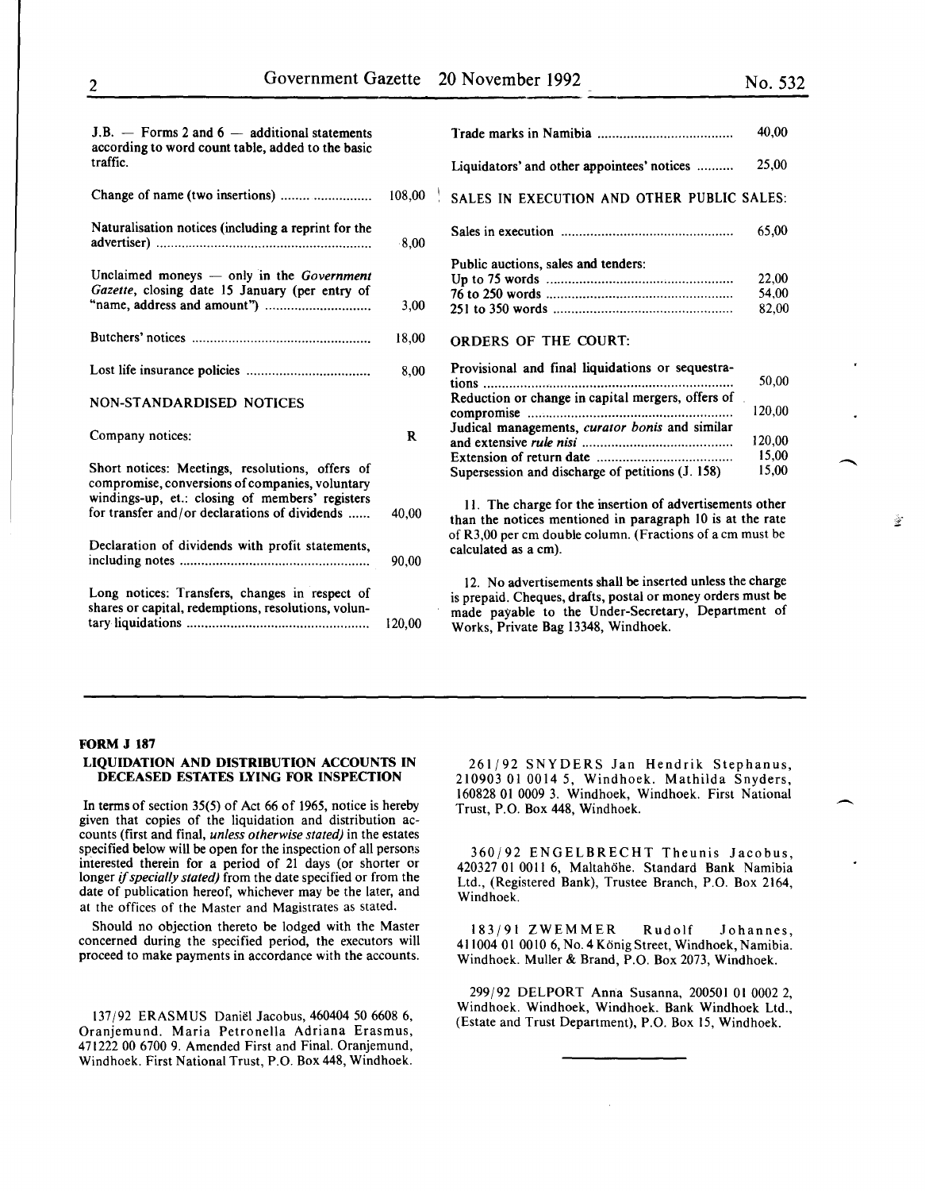J.B. — Forms 2 and 6 — additional statements according to word count table, added to the basic traffic.

| | |
|---|---|
| Change of name (two insertions) | 108,00 |
| Naturalisation notices (including a reprint for the advertiser) | 8,00 |
| Unclaimed moneys — only in the *Government Gazette*, closing date 15 January (per entry of "name, address and amount") | 3,00 |
| Butchers' notices | 18,00 |
| Lost life insurance policies | 8,00 |

NON-STANDARDISED NOTICES

| | |
|---|---|
| Company notices: | R |
| Short notices: Meetings, resolutions, offers of compromise, conversions of companies, voluntary windings-up, et.: closing of members' registers for transfer and/or declarations of dividends | 40,00 |
| Declaration of dividends with profit statements, including notes | 90,00 |
| Long notices: Transfers, changes in respect of shares or capital, redemptions, resolutions, voluntary liquidations | 120,00 |
| Trade marks in Namibia | 40,00 |
| Liquidators' and other appointees' notices | 25,00 |

SALES IN EXECUTION AND OTHER PUBLIC SALES:

| | |
|---|---|
| Sales in execution | 65,00 |
| Public auctions, sales and tenders: | |
| Up to 75 words | 22,00 |
| 76 to 250 words | 54,00 |
| 251 to 350 words | 82,00 |

ORDERS OF THE COURT:

| | |
|---|---|
| Provisional and final liquidations or sequestrations | 50,00 |
| Reduction or change in capital mergers, offers of compromise | 120,00 |
| Judical managements, *curator bonis* and similar and extensive *rule nisi* | 120,00 |
| Extension of return date | 15,00 |
| Supersession and discharge of petitions (J. 158) | 15,00 |

11. The charge for the insertion of advertisements other than the notices mentioned in paragraph 10 is at the rate of R3,00 per cm double column. (Fractions of a cm must be calculated as a cm).

12. No advertisements shall be inserted unless the charge is prepaid. Cheques, drafts, postal or money orders must be made payable to the Under-Secretary, Department of Works, Private Bag 13348, Windhoek.

---

**FORM J 187**

**LIQUIDATION AND DISTRIBUTION ACCOUNTS IN DECEASED ESTATES LYING FOR INSPECTION**

In terms of section 35(5) of Act 66 of 1965, notice is hereby given that copies of the liquidation and distribution accounts (first and final, *unless otherwise stated)* in the estates specified below will be open for the inspection of all persons interested therein for a period of 21 days (or shorter or longer *if specially stated)* from the date specified or from the date of publication hereof, whichever may be the later, and at the offices of the Master and Magistrates as stated.

Should no objection thereto be lodged with the Master concerned during the specified period, the executors will proceed to make payments in accordance with the accounts.

137/92 ERASMUS Daniël Jacobus, 460404 50 6608 6, Oranjemund. Maria Petronella Adriana Erasmus, 471222 00 6700 9. Amended First and Final. Oranjemund, Windhoek. First National Trust, P.O. Box 448, Windhoek.

261/92 SNYDERS Jan Hendrik Stephanus, 210903 01 0014 5, Windhoek. Mathilda Snyders, 160828 01 0009 3. Windhoek, Windhoek. First National Trust, P.O. Box 448, Windhoek.

360/92 ENGELBRECHT Theunis Jacobus, 420327 01 0011 6, Maltahöhe. Standard Bank Namibia Ltd., (Registered Bank), Trustee Branch, P.O. Box 2164, Windhoek.

183/91 ZWEMMER Rudolf Johannes, 411004 01 0010 6, No. 4 König Street, Windhoek, Namibia. Windhoek. Muller & Brand, P.O. Box 2073, Windhoek.

299/92 DELPORT Anna Susanna, 200501 01 0002 2, Windhoek. Windhoek, Windhoek. Bank Windhoek Ltd., (Estate and Trust Department), P.O. Box 15, Windhoek.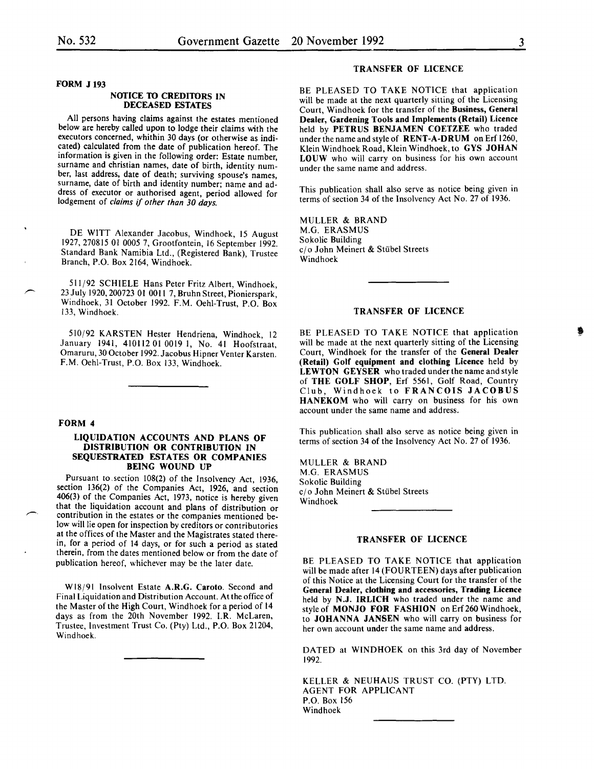**FORM J 193**

### NOTICE TO CREDITORS IN DECEASED ESTATES

All persons having claims against the estates mentioned below are hereby called upon to lodge their claims with the executors concerned, whithin 30 days (or otherwise as indicated) calculated from the date of publication hereof. The information is given in the following order: Estate number, surname and christian names, date of birth, identity number, last address, date of death; surviving spouse's names, surname, date of birth and identity number; name and address of executor or authorised agent, period allowed for lodgement of *claims if other than 30 days.*

DE WITT Alexander Jacobus, Windhoek, 15 August 1927, 270815 01 0005 7, Grootfontein, 16 September 1992. Standard Bank Namibia Ltd., (Registered Bank), Trustee Branch, P.O. Box 2164, Windhoek.

511/92 SCHIELE Hans Peter Fritz Albert, Windhoek, 23 July 1920, 200723 01 0011 7, Bruhn Street, Pionierspark, Windhoek, 31 October 1992. F.M. Oehl-Trust, P.O. Box 133, Windhoek.

510/92 KARSTEN Hester Hendriena, Windhoek, 12 January 1941, 410112 01 0019 1, No. 41 Hoofstraat, Omaruru, 30 October 1992. Jacobus Hipner Venter Karsten. F.M. Oehl-Trust, P.O. Box 133, Windhoek.

**FORM 4**

### LIQUIDATION ACCOUNTS AND PLANS OF DISTRIBUTION OR CONTRIBUTION IN SEQUESTRATED ESTATES OR COMPANIES BEING WOUND UP

Pursuant to section 108(2) of the Insolvency Act, 1936, section 136(2) of the Companies Act, 1926, and section 406(3) of the Companies Act, 1973, notice is hereby given that the liquidation account and plans of distribution or contribution in the estates or the companies mentioned below will lie open for inspection by creditors or contributories at the offices of the Master and the Magistrates stated therein, for a period of 14 days, or for such a period as stated therein, from the dates mentioned below or from the date of publication hereof, whichever may be the later date.

W18/91 Insolvent Estate **A.R.G. Caroto**. Second and Final Liquidation and Distribution Account. At the office of the Master of the High Court, Windhoek for a period of 14 days as from the 20th November 1992. I.R. McLaren, Trustee, Investment Trust Co. (Pty) Ltd., P.O. Box 21204, Windhoek.

### TRANSFER OF LICENCE

BE PLEASED TO TAKE NOTICE that application will be made at the next quarterly sitting of the Licensing Court, Windhoek for the transfer of the **Business, General Dealer, Gardening Tools and Implements (Retail) Licence** held by **PETRUS BENJAMEN COETZEE** who traded under the name and style of **RENT-A-DRUM** on Erf 1260, Klein Windhoek Road, Klein Windhoek, to **GYS JOHAN LOUW** who will carry on business for his own account under the same name and address.

This publication shall also serve as notice being given in terms of section 34 of the Insolvency Act No. 27 of 1936.

MULLER & BRAND
M.G. ERASMUS
Sokolic Building
c/o John Meinert & Stübel Streets
Windhoek

### TRANSFER OF LICENCE

BE PLEASED TO TAKE NOTICE that application will be made at the next quarterly sitting of the Licensing Court, Windhoek for the transfer of the **General Dealer (Retail) Golf equipment and clothing Licence** held by **LEWTON GEYSER** who traded under the name and style of **THE GOLF SHOP**, Erf 5561, Golf Road, Country Club, Windhoek to **FRANCOIS JACOBUS HANEKOM** who will carry on business for his own account under the same name and address.

This publication shall also serve as notice being given in terms of section 34 of the Insolvency Act No. 27 of 1936.

MULLER & BRAND
M.G. ERASMUS
Sokolic Building
c/o John Meinert & Stübel Streets
Windhoek

### TRANSFER OF LICENCE

BE PLEASED TO TAKE NOTICE that application will be made after 14 (FOURTEEN) days after publication of this Notice at the Licensing Court for the transfer of the **General Dealer, clothing and accessories, Trading Licence** held by **N.J. IRLICH** who traded under the name and style of **MONJO FOR FASHION** on Erf 260 Windhoek, to **JOHANNA JANSEN** who will carry on business for her own account under the same name and address.

DATED at WINDHOEK on this 3rd day of November 1992.

KELLER & NEUHAUS TRUST CO. (PTY) LTD.
AGENT FOR APPLICANT
P.O. Box 156
Windhoek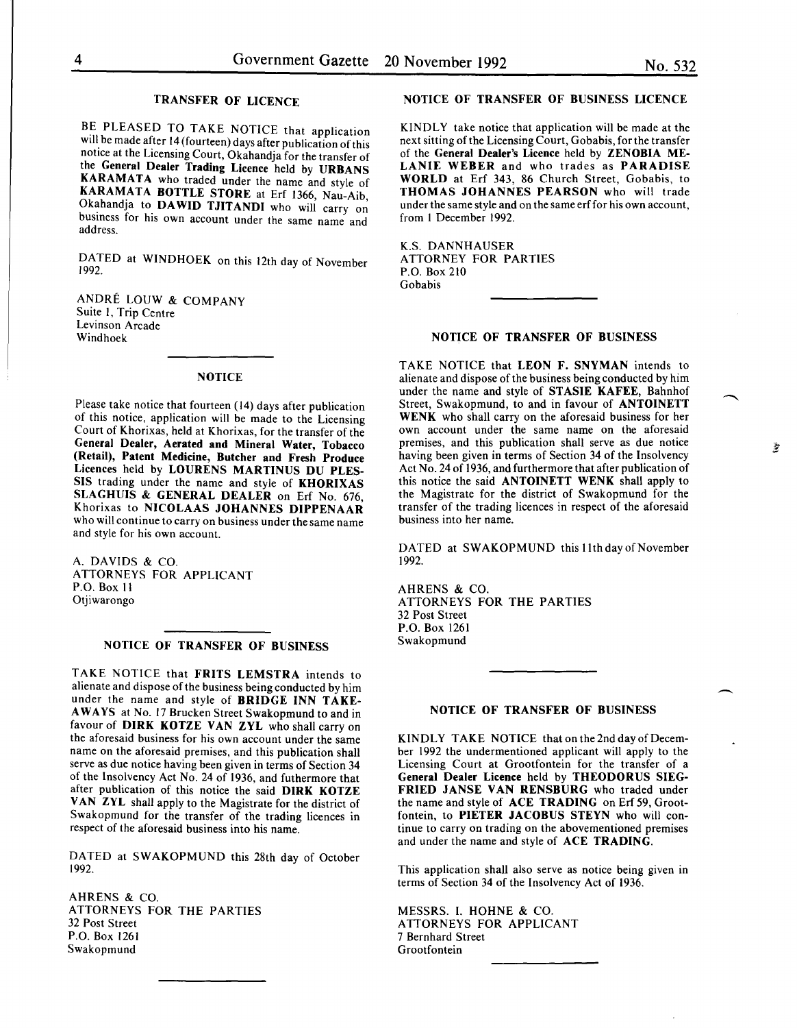## TRANSFER OF LICENCE

BE PLEASED TO TAKE NOTICE that application will be made after 14 (fourteen) days after publication of this notice at the Licensing Court, Okahandja for the transfer of the **General Dealer Trading Licence** held by **URBANS KARAMATA** who traded under the name and style of **KARAMATA BOTTLE STORE** at Erf 1366, Nau-Aib, Okahandja to **DAWID TJITANDI** who will carry on business for his own account under the same name and address.

DATED at WINDHOEK on this 12th day of November 1992.

ANDRÉ LOUW & COMPANY
Suite 1, Trip Centre
Levinson Arcade
Windhoek

## NOTICE

Please take notice that fourteen (14) days after publication of this notice, application will be made to the Licensing Court of Khorixas, held at Khorixas, for the transfer of the **General Dealer, Aerated and Mineral Water, Tobacco (Retail), Patent Medicine, Butcher and Fresh Produce Licences** held by **LOURENS MARTINUS DU PLESSIS** trading under the name and style of **KHORIXAS SLAGHUIS & GENERAL DEALER** on Erf No. 676, Khorixas to **NICOLAAS JOHANNES DIPPENAAR** who will continue to carry on business under the same name and style for his own account.

A. DAVIDS & CO.
ATTORNEYS FOR APPLICANT
P.O. Box 11
Otjiwarongo

## NOTICE OF TRANSFER OF BUSINESS

TAKE NOTICE that **FRITS LEMSTRA** intends to alienate and dispose of the business being conducted by him under the name and style of **BRIDGE INN TAKE-AWAYS** at No. 17 Brucken Street Swakopmund to and in favour of **DIRK KOTZE VAN ZYL** who shall carry on the aforesaid business for his own account under the same name on the aforesaid premises, and this publication shall serve as due notice having been given in terms of Section 34 of the Insolvency Act No. 24 of 1936, and futhermore that after publication of this notice the said **DIRK KOTZE VAN ZYL** shall apply to the Magistrate for the district of Swakopmund for the transfer of the trading licences in respect of the aforesaid business into his name.

DATED at SWAKOPMUND this 28th day of October 1992.

AHRENS & CO.
ATTORNEYS FOR THE PARTIES
32 Post Street
P.O. Box 1261
Swakopmund

## NOTICE OF TRANSFER OF BUSINESS LICENCE

KINDLY take notice that application will be made at the next sitting of the Licensing Court, Gobabis, for the transfer of the **General Dealer's Licence** held by **ZENOBIA MELANIE WEBER** and who trades as **PARADISE WORLD** at Erf 343, 86 Church Street, Gobabis, to **THOMAS JOHANNES PEARSON** who will trade under the same style and on the same erf for his own account, from 1 December 1992.

K.S. DANNHAUSER
ATTORNEY FOR PARTIES
P.O. Box 210
Gobabis

## NOTICE OF TRANSFER OF BUSINESS

TAKE NOTICE that **LEON F. SNYMAN** intends to alienate and dispose of the business being conducted by him under the name and style of **STASIE KAFEE**, Bahnhof Street, Swakopmund, to and in favour of **ANTOINETT WENK** who shall carry on the aforesaid business for her own account under the same name on the aforesaid premises, and this publication shall serve as due notice having been given in terms of Section 34 of the Insolvency Act No. 24 of 1936, and furthermore that after publication of this notice the said **ANTOINETT WENK** shall apply to the Magistrate for the district of Swakopmund for the transfer of the trading licences in respect of the aforesaid business into her name.

DATED at SWAKOPMUND this 11th day of November 1992.

AHRENS & CO.
ATTORNEYS FOR THE PARTIES
32 Post Street
P.O. Box 1261
Swakopmund

## NOTICE OF TRANSFER OF BUSINESS

KINDLY TAKE NOTICE that on the 2nd day of December 1992 the undermentioned applicant will apply to the Licensing Court at Grootfontein for the transfer of a **General Dealer Licence** held by **THEODORUS SIEGFRIED JANSE VAN RENSBURG** who traded under the name and style of **ACE TRADING** on Erf 59, Grootfontein, to **PIETER JACOBUS STEYN** who will continue to carry on trading on the abovementioned premises and under the name and style of **ACE TRADING**.

This application shall also serve as notice being given in terms of Section 34 of the Insolvency Act of 1936.

MESSRS. I. HOHNE & CO.
ATTORNEYS FOR APPLICANT
7 Bernhard Street
Grootfontein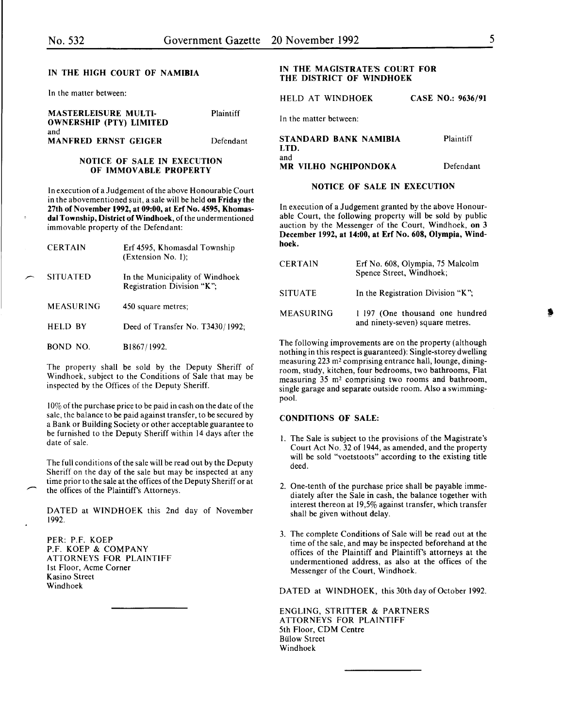## IN THE HIGH COURT OF NAMIBIA

In the matter between:

| | |
|---|---|
| **MASTERLEISURE MULTI-OWNERSHIP (PTY) LIMITED** | Plaintiff |
| and | |
| **MANFRED ERNST GEIGER** | Defendant |

### NOTICE OF SALE IN EXECUTION OF IMMOVABLE PROPERTY

In execution of a Judgement of the above Honourable Court in the abovementioned suit, a sale will be held **on Friday the 27th of November 1992, at 09:00, at Erf No. 4595, Khomasdal Township, District of Windhoek,** of the undermentioned immovable property of the Defendant:

| | |
|---|---|
| CERTAIN | Erf 4595, Khomasdal Township (Extension No. 1); |
| SITUATED | In the Municipality of Windhoek Registration Division "K"; |
| MEASURING | 450 square metres; |
| HELD BY | Deed of Transfer No. T3430/1992; |
| BOND NO. | B1867/1992. |

The property shall be sold by the Deputy Sheriff of Windhoek, subject to the Conditions of Sale that may be inspected by the Offices of the Deputy Sheriff.

10% of the purchase price to be paid in cash on the date of the sale, the balance to be paid against transfer, to be secured by a Bank or Building Society or other acceptable guarantee to be furnished to the Deputy Sheriff within 14 days after the date of sale.

The full conditions of the sale will be read out by the Deputy Sheriff on the day of the sale but may be inspected at any time prior to the sale at the offices of the Deputy Sheriff or at the offices of the Plaintiff's Attorneys.

DATED at WINDHOEK this 2nd day of November 1992.

PER: P.F. KOEP
P.F. KOEP & COMPANY
ATTORNEYS FOR PLAINTIFF
1st Floor, Acme Corner
Kasino Street
Windhoek

---

## IN THE MAGISTRATE'S COURT FOR THE DISTRICT OF WINDHOEK

HELD AT WINDHOEK **CASE NO.: 9636/91**

In the matter between:

| | |
|---|---|
| **STANDARD BANK NAMIBIA LTD.** | Plaintiff |
| and | |
| **MR VILHO NGHIPONDOKA** | Defendant |

### NOTICE OF SALE IN EXECUTION

In execution of a Judgement granted by the above Honourable Court, the following property will be sold by public auction by the Messenger of the Court, Windhoek, **on 3 December 1992, at 14:00, at Erf No. 608, Olympia, Windhoek.**

| | |
|---|---|
| CERTAIN | Erf No. 608, Olympia, 75 Malcolm Spence Street, Windhoek; |
| SITUATE | In the Registration Division "K"; |
| MEASURING | 1 197 (One thousand one hundred and ninety-seven) square metres. |

The following improvements are on the property (although nothing in this respect is guaranteed): Single-storey dwelling measuring 223 m² comprising entrance hall, lounge, dining-room, study, kitchen, four bedrooms, two bathrooms, Flat measuring 35 m² comprising two rooms and bathroom, single garage and separate outside room. Also a swimming-pool.

#### CONDITIONS OF SALE:

1. The Sale is subject to the provisions of the Magistrate's Court Act No. 32 of 1944, as amended, and the property will be sold "voetstoots" according to the existing title deed.
2. One-tenth of the purchase price shall be payable immediately after the Sale in cash, the balance together with interest thereon at 19,5% against transfer, which transfer shall be given without delay.
3. The complete Conditions of Sale will be read out at the time of the sale, and may be inspected beforehand at the offices of the Plaintiff and Plaintiff's attorneys at the undermentioned address, as also at the offices of the Messenger of the Court, Windhoek.

DATED at WINDHOEK, this 30th day of October 1992.

ENGLING, STRITTER & PARTNERS
ATTORNEYS FOR PLAINTIFF
5th Floor, CDM Centre
Bülow Street
Windhoek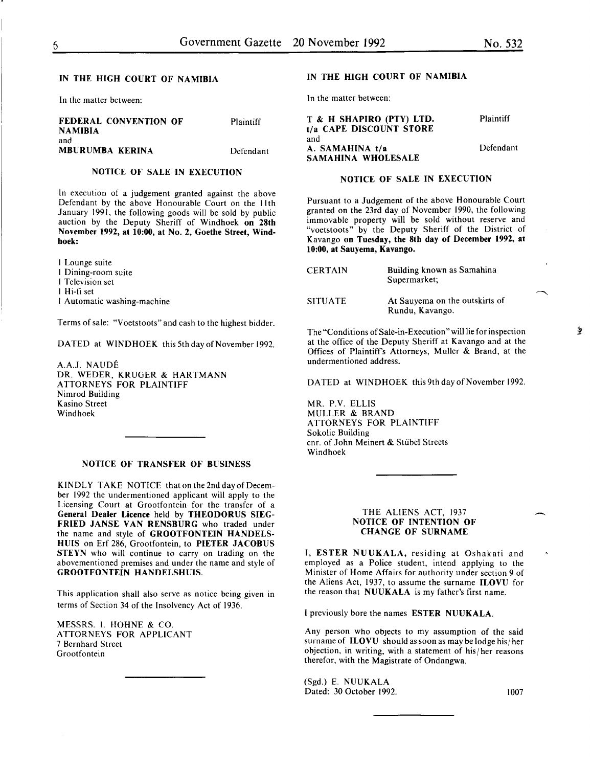## IN THE HIGH COURT OF NAMIBIA

In the matter between:

| | |
|---|---|
| **FEDERAL CONVENTION OF NAMIBIA** | Plaintiff |
| and | |
| **MBURUMBA KERINA** | Defendant |

### NOTICE OF SALE IN EXECUTION

In execution of a judgement granted against the above Defendant by the above Honourable Court on the 11th January 1991, the following goods will be sold by public auction by the Deputy Sheriff of Windhoek **on 28th November 1992, at 10:00, at No. 2, Goethe Street, Windhoek:**

1 Lounge suite
1 Dining-room suite
1 Television set
1 Hi-fi set
1 Automatic washing-machine

Terms of sale: "Voetstoots" and cash to the highest bidder.

DATED at WINDHOEK this 5th day of November 1992.

A.A.J. NAUDÉ
DR. WEDER, KRUGER & HARTMANN
ATTORNEYS FOR PLAINTIFF
Nimrod Building
Kasino Street
Windhoek

---

### NOTICE OF TRANSFER OF BUSINESS

KINDLY TAKE NOTICE that on the 2nd day of December 1992 the undermentioned applicant will apply to the Licensing Court at Grootfontein for the transfer of a **General Dealer Licence** held by **THEODORUS SIEGFRIED JANSE VAN RENSBURG** who traded under the name and style of **GROOTFONTEIN HANDELSHUIS** on Erf 286, Grootfontein, to **PIETER JACOBUS STEYN** who will continue to carry on trading on the abovementioned premises and under the name and style of **GROOTFONTEIN HANDELSHUIS**.

This application shall also serve as notice being given in terms of Section 34 of the Insolvency Act of 1936.

MESSRS. I. HOHNE & CO.
ATTORNEYS FOR APPLICANT
7 Bernhard Street
Grootfontein

---

## IN THE HIGH COURT OF NAMIBIA

In the matter between:

| | |
|---|---|
| **T & H SHAPIRO (PTY) LTD. t/a CAPE DISCOUNT STORE** | Plaintiff |
| and | |
| **A. SAMAHINA t/a SAMAHINA WHOLESALE** | Defendant |

### NOTICE OF SALE IN EXECUTION

Pursuant to a Judgement of the above Honourable Court granted on the 23rd day of November 1990, the following immovable property will be sold without reserve and "voetstoots" by the Deputy Sheriff of the District of Kavango **on Tuesday, the 8th day of December 1992, at 10:00, at Sauyema, Kavango.**

| | |
|---|---|
| CERTAIN | Building known as Samahina Supermarket; |
| SITUATE | At Sauyema on the outskirts of Rundu, Kavango. |

The "Conditions of Sale-in-Execution" will lie for inspection at the office of the Deputy Sheriff at Kavango and at the Offices of Plaintiff's Attorneys, Muller & Brand, at the undermentioned address.

DATED at WINDHOEK this 9th day of November 1992.

MR. P.V. ELLIS
MULLER & BRAND
ATTORNEYS FOR PLAINTIFF
Sokolic Building
cnr. of John Meinert & Stübel Streets
Windhoek

---

### THE ALIENS ACT, 1937
### NOTICE OF INTENTION OF CHANGE OF SURNAME

I, **ESTER NUUKALA**, residing at Oshakati and employed as a Police student, intend applying to the Minister of Home Affairs for authority under section 9 of the Aliens Act, 1937, to assume the surname **ILOVU** for the reason that **NUUKALA** is my father's first name.

I previously bore the names **ESTER NUUKALA**.

Any person who objects to my assumption of the said surname of **ILOVU** should as soon as may be lodge his/her objection, in writing, with a statement of his/her reasons therefor, with the Magistrate of Ondangwa.

(Sgd.) E. NUUKALA
Dated: 30 October 1992.

1007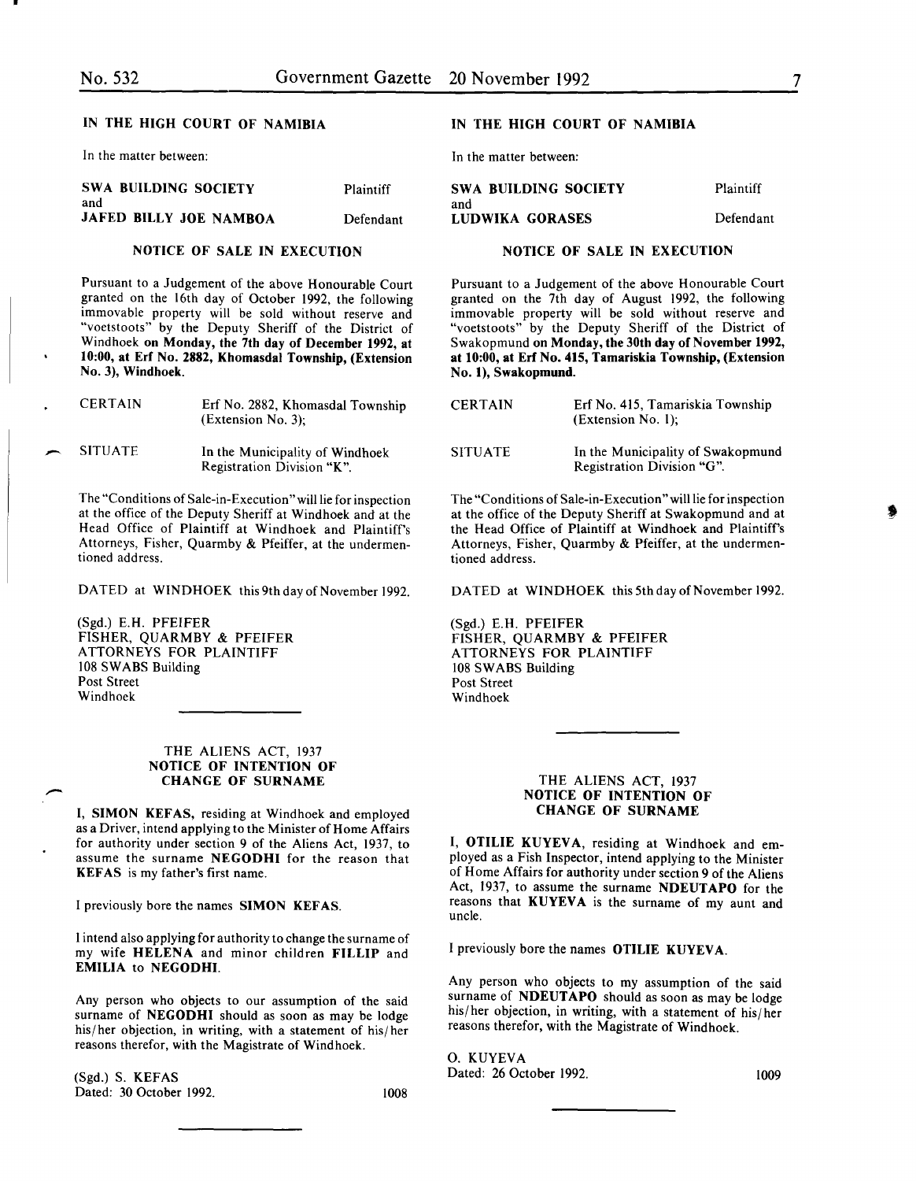## IN THE HIGH COURT OF NAMIBIA

In the matter between:

| | |
|---|---|
| **SWA BUILDING SOCIETY** | Plaintiff |
| and | |
| **JAFED BILLY JOE NAMBOA** | Defendant |

### NOTICE OF SALE IN EXECUTION

Pursuant to a Judgement of the above Honourable Court granted on the 16th day of October 1992, the following immovable property will be sold without reserve and "voetstoots" by the Deputy Sheriff of the District of Windhoek **on Monday, the 7th day of December 1992, at 10:00, at Erf No. 2882, Khomasdal Township, (Extension No. 3), Windhoek.**

| | |
|---|---|
| CERTAIN | Erf No. 2882, Khomasdal Township (Extension No. 3); |
| SITUATE | In the Municipality of Windhoek Registration Division "K". |

The "Conditions of Sale-in-Execution" will lie for inspection at the office of the Deputy Sheriff at Windhoek and at the Head Office of Plaintiff at Windhoek and Plaintiff's Attorneys, Fisher, Quarmby & Pfeiffer, at the undermentioned address.

DATED at WINDHOEK this 9th day of November 1992.

(Sgd.) E.H. PFEIFER
FISHER, QUARMBY & PFEIFER
ATTORNEYS FOR PLAINTIFF
108 SWABS Building
Post Street
Windhoek

---

## IN THE HIGH COURT OF NAMIBIA

In the matter between:

| | |
|---|---|
| **SWA BUILDING SOCIETY** | Plaintiff |
| and | |
| **LUDWIKA GORASES** | Defendant |

### NOTICE OF SALE IN EXECUTION

Pursuant to a Judgement of the above Honourable Court granted on the 7th day of August 1992, the following immovable property will be sold without reserve and "voetstoots" by the Deputy Sheriff of the District of Swakopmund **on Monday, the 30th day of November 1992, at 10:00, at Erf No. 415, Tamariskia Township, (Extension No. 1), Swakopmund.**

| | |
|---|---|
| CERTAIN | Erf No. 415, Tamariskia Township (Extension No. 1); |
| SITUATE | In the Municipality of Swakopmund Registration Division "G". |

The "Conditions of Sale-in-Execution" will lie for inspection at the office of the Deputy Sheriff at Swakopmund and at the Head Office of Plaintiff at Windhoek and Plaintiff's Attorneys, Fisher, Quarmby & Pfeiffer, at the undermentioned address.

DATED at WINDHOEK this 5th day of November 1992.

(Sgd.) E.H. PFEIFER
FISHER, QUARMBY & PFEIFER
ATTORNEYS FOR PLAINTIFF
108 SWABS Building
Post Street
Windhoek

---

### THE ALIENS ACT, 1937
### NOTICE OF INTENTION OF CHANGE OF SURNAME

I, **SIMON KEFAS**, residing at Windhoek and employed as a Driver, intend applying to the Minister of Home Affairs for authority under section 9 of the Aliens Act, 1937, to assume the surname **NEGODHI** for the reason that **KEFAS** is my father's first name.

I previously bore the names **SIMON KEFAS**.

I intend also applying for authority to change the surname of my wife **HELENA** and minor children **FILLIP** and **EMILIA** to **NEGODHI**.

Any person who objects to our assumption of the said surname of **NEGODHI** should as soon as may be lodge his/her objection, in writing, with a statement of his/her reasons therefor, with the Magistrate of Windhoek.

(Sgd.) S. KEFAS
Dated: 30 October 1992.

1008

---

### THE ALIENS ACT, 1937
### NOTICE OF INTENTION OF CHANGE OF SURNAME

I, **OTILIE KUYEVA**, residing at Windhoek and employed as a Fish Inspector, intend applying to the Minister of Home Affairs for authority under section 9 of the Aliens Act, 1937, to assume the surname **NDEUTAPO** for the reasons that **KUYEVA** is the surname of my aunt and uncle.

I previously bore the names **OTILIE KUYEVA**.

Any person who objects to my assumption of the said surname of **NDEUTAPO** should as soon as may be lodge his/her objection, in writing, with a statement of his/her reasons therefor, with the Magistrate of Windhoek.

O. KUYEVA
Dated: 26 October 1992.

1009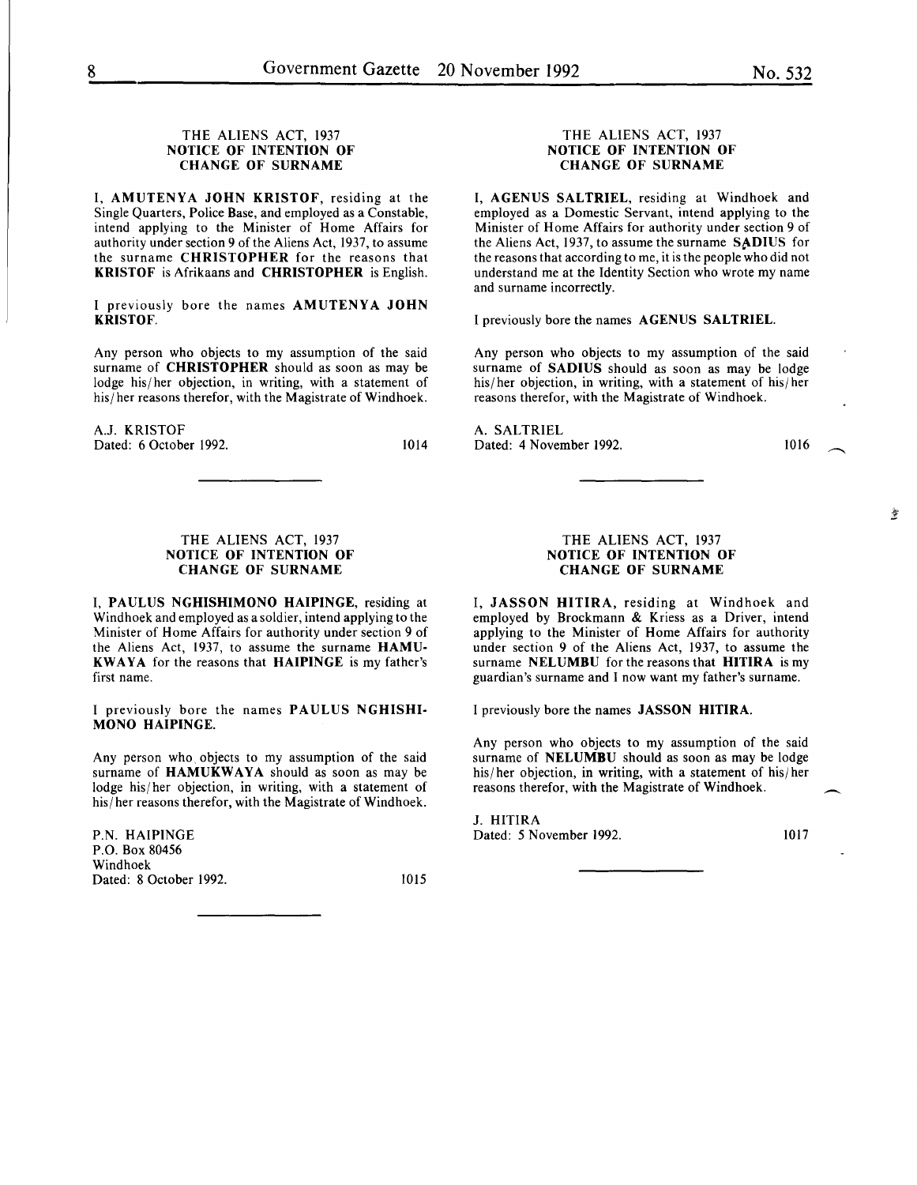### THE ALIENS ACT, 1937
### NOTICE OF INTENTION OF CHANGE OF SURNAME

I, **AMUTENYA JOHN KRISTOF**, residing at the Single Quarters, Police Base, and employed as a Constable, intend applying to the Minister of Home Affairs for authority under section 9 of the Aliens Act, 1937, to assume the surname **CHRISTOPHER** for the reasons that **KRISTOF** is Afrikaans and **CHRISTOPHER** is English.

I previously bore the names **AMUTENYA JOHN KRISTOF**.

Any person who objects to my assumption of the said surname of **CHRISTOPHER** should as soon as may be lodge his/her objection, in writing, with a statement of his/her reasons therefor, with the Magistrate of Windhoek.

A.J. KRISTOF
Dated: 6 October 1992.

1014

---

### THE ALIENS ACT, 1937
### NOTICE OF INTENTION OF CHANGE OF SURNAME

I, **PAULUS NGHISHIMONO HAIPINGE**, residing at Windhoek and employed as a soldier, intend applying to the Minister of Home Affairs for authority under section 9 of the Aliens Act, 1937, to assume the surname **HAMUKWAYA** for the reasons that **HAIPINGE** is my father's first name.

I previously bore the names **PAULUS NGHISHIMONO HAIPINGE.**

Any person who objects to my assumption of the said surname of **HAMUKWAYA** should as soon as may be lodge his/her objection, in writing, with a statement of his/her reasons therefor, with the Magistrate of Windhoek.

P.N. HAIPINGE
P.O. Box 80456
Windhoek
Dated: 8 October 1992.

1015

---

### THE ALIENS ACT, 1937
### NOTICE OF INTENTION OF CHANGE OF SURNAME

I, **AGENUS SALTRIEL**, residing at Windhoek and employed as a Domestic Servant, intend applying to the Minister of Home Affairs for authority under section 9 of the Aliens Act, 1937, to assume the surname **SADIUS** for the reasons that according to me, it is the people who did not understand me at the Identity Section who wrote my name and surname incorrectly.

I previously bore the names **AGENUS SALTRIEL**.

Any person who objects to my assumption of the said surname of **SADIUS** should as soon as may be lodge his/her objection, in writing, with a statement of his/her reasons therefor, with the Magistrate of Windhoek.

A. SALTRIEL
Dated: 4 November 1992.

1016

---

### THE ALIENS ACT, 1937
### NOTICE OF INTENTION OF CHANGE OF SURNAME

I, **JASSON HITIRA**, residing at Windhoek and employed by Brockmann & Kriess as a Driver, intend applying to the Minister of Home Affairs for authority under section 9 of the Aliens Act, 1937, to assume the surname **NELUMBU** for the reasons that **HITIRA** is my guardian's surname and I now want my father's surname.

I previously bore the names **JASSON HITIRA**.

Any person who objects to my assumption of the said surname of **NELUMBU** should as soon as may be lodge his/her objection, in writing, with a statement of his/her reasons therefor, with the Magistrate of Windhoek.

J. HITIRA
Dated: 5 November 1992.

1017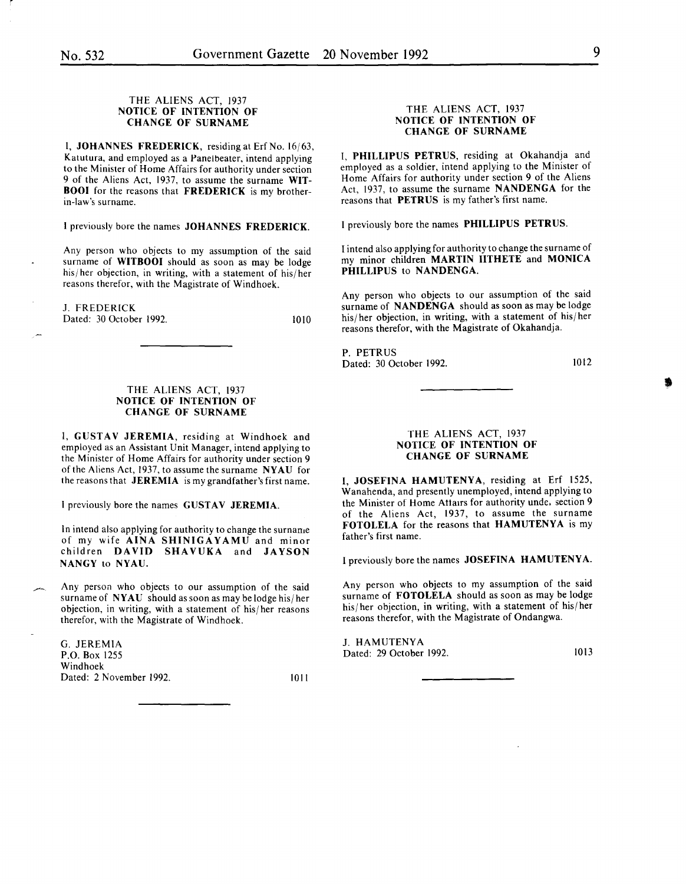THE ALIENS ACT, 1937
**NOTICE OF INTENTION OF CHANGE OF SURNAME**

I, **JOHANNES FREDERICK**, residing at Erf No. 16/63, Katutura, and employed as a Panelbeater, intend applying to the Minister of Home Affairs for authority under section 9 of the Aliens Act, 1937, to assume the surname **WITBOOI** for the reasons that **FREDERICK** is my brother-in-law's surname.

I previously bore the names **JOHANNES FREDERICK**.

Any person who objects to my assumption of the said surname of **WITBOOI** should as soon as may be lodge his/her objection, in writing, with a statement of his/her reasons therefor, with the Magistrate of Windhoek.

J. FREDERICK
Dated: 30 October 1992.

1010

---

THE ALIENS ACT, 1937
**NOTICE OF INTENTION OF CHANGE OF SURNAME**

I, **GUSTAV JEREMIA**, residing at Windhoek and employed as an Assistant Unit Manager, intend applying to the Minister of Home Affairs for authority under section 9 of the Aliens Act, 1937, to assume the surname **NYAU** for the reasons that **JEREMIA** is my grandfather's first name.

I previously bore the names **GUSTAV JEREMIA**.

In intend also applying for authority to change the surname of my wife **AINA SHINIGAYAMU** and minor children **DAVID SHAVUKA** and **JAYSON NANGY** to **NYAU**.

Any person who objects to our assumption of the said surname of **NYAU** should as soon as may be lodge his/her objection, in writing, with a statement of his/her reasons therefor, with the Magistrate of Windhoek.

G. JEREMIA
P.O. Box 1255
Windhoek
Dated: 2 November 1992.

1011

---

THE ALIENS ACT, 1937
**NOTICE OF INTENTION OF CHANGE OF SURNAME**

I, **PHILLIPUS PETRUS**, residing at Okahandja and employed as a soldier, intend applying to the Minister of Home Affairs for authority under section 9 of the Aliens Act, 1937, to assume the surname **NANDENGA** for the reasons that **PETRUS** is my father's first name.

I previously bore the names **PHILLIPUS PETRUS**.

I intend also applying for authority to change the surname of my minor children **MARTIN IITHETE** and **MONICA PHILLIPUS** to **NANDENGA**.

Any person who objects to our assumption of the said surname of **NANDENGA** should as soon as may be lodge his/her objection, in writing, with a statement of his/her reasons therefor, with the Magistrate of Okahandja.

P. PETRUS
Dated: 30 October 1992.

1012

---

THE ALIENS ACT, 1937
**NOTICE OF INTENTION OF CHANGE OF SURNAME**

I, **JOSEFINA HAMUTENYA**, residing at Erf 1525, Wanahenda, and presently unemployed, intend applying to the Minister of Home Affairs for authority under section 9 of the Aliens Act, 1937, to assume the surname **FOTOLELA** for the reasons that **HAMUTENYA** is my father's first name.

I previously bore the names **JOSEFINA HAMUTENYA**.

Any person who objects to my assumption of the said surname of **FOTOLELA** should as soon as may be lodge his/her objection, in writing, with a statement of his/her reasons therefor, with the Magistrate of Ondangwa.

J. HAMUTENYA
Dated: 29 October 1992.

1013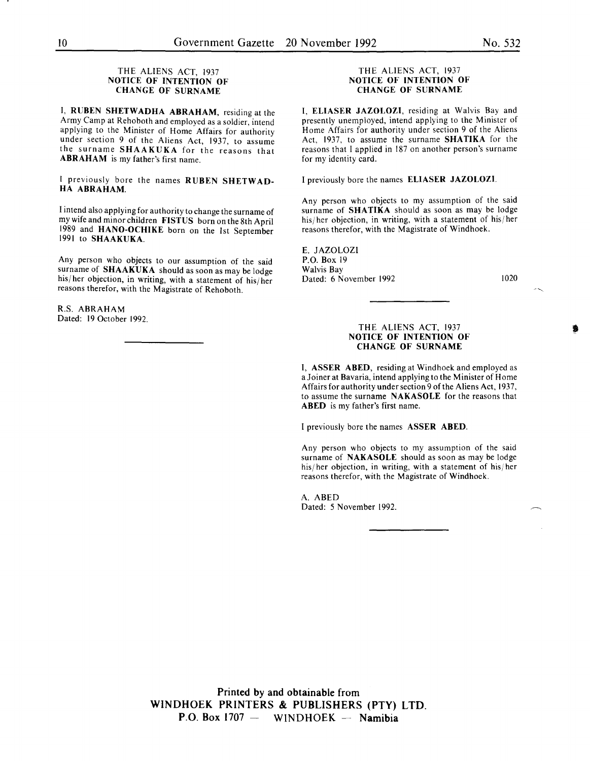THE ALIENS ACT, 1937
**NOTICE OF INTENTION OF CHANGE OF SURNAME**

I, **RUBEN SHETWADHA ABRAHAM**, residing at the Army Camp at Rehoboth and employed as a soldier, intend applying to the Minister of Home Affairs for authority under section 9 of the Aliens Act, 1937, to assume the surname **SHAAKUKA** for the reasons that **ABRAHAM** is my father's first name.

I previously bore the names **RUBEN SHETWADHA ABRAHAM**.

I intend also applying for authority to change the surname of my wife and minor children **FISTUS** born on the 8th April 1989 and **HANO-OCHIKE** born on the 1st September 1991 to **SHAAKUKA**.

Any person who objects to our assumption of the said surname of **SHAAKUKA** should as soon as may be lodge his/her objection, in writing, with a statement of his/her reasons therefor, with the Magistrate of Rehoboth.

R.S. ABRAHAM
Dated: 19 October 1992.

THE ALIENS ACT, 1937
**NOTICE OF INTENTION OF CHANGE OF SURNAME**

I, **ELIASER JAZOLOZI**, residing at Walvis Bay and presently unemployed, intend applying to the Minister of Home Affairs for authority under section 9 of the Aliens Act, 1937, to assume the surname **SHATIKA** for the reasons that I applied in 187 on another person's surname for my identity card.

I previously bore the names **ELIASER JAZOLOZI**.

Any person who objects to my assumption of the said surname of **SHATIKA** should as soon as may be lodge his/her objection, in writing, with a statement of his/her reasons therefor, with the Magistrate of Windhoek.

E. JAZOLOZI
P.O. Box 19
Walvis Bay
Dated: 6 November 1992

1020

THE ALIENS ACT, 1937
**NOTICE OF INTENTION OF CHANGE OF SURNAME**

I, **ASSER ABED**, residing at Windhoek and employed as a Joiner at Bavaria, intend applying to the Minister of Home Affairs for authority under section 9 of the Aliens Act, 1937, to assume the surname **NAKASOLE** for the reasons that **ABED** is my father's first name.

I previously bore the names **ASSER ABED**.

Any person who objects to my assumption of the said surname of **NAKASOLE** should as soon as may be lodge his/her objection, in writing, with a statement of his/her reasons therefor, with the Magistrate of Windhoek.

A. ABED
Dated: 5 November 1992.

**Printed by and obtainable from WINDHOEK PRINTERS & PUBLISHERS (PTY) LTD. P.O. Box 1707 — WINDHOEK — Namibia**